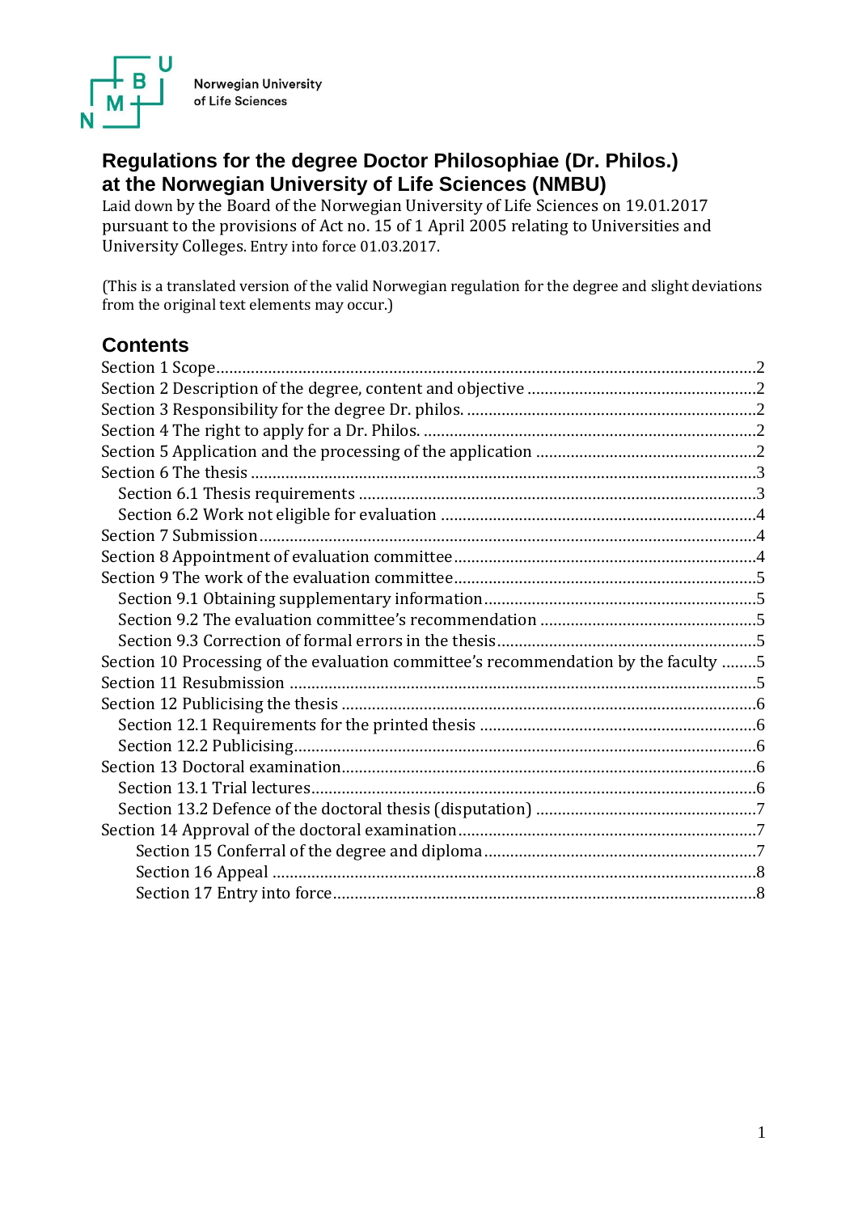Norwegian University of Life Sciences

# Regulations for the degree Doctor Philosophiae (Dr. Philos.) at the Norwegian University of Life Sciences (NMBU)

Laid down by the Board of the Norwegian University of Life Sciences on 19.01.2017 pursuant to the provisions of Act no. 15 of 1 April 2005 relating to Universities and University Colleges. Entry into force 01.03.2017.

(This is a translated version of the valid Norwegian regulation for the degree and slight deviations from the original text elements may occur.)

## Contents

Section 1 Scope....2
Section 2 Description of the degree, content and objective....2
Section 3 Responsibility for the degree Dr. philos.....2
Section 4 The right to apply for a Dr. Philos.....2
Section 5 Application and the processing of the application....2
Section 6 The thesis....3
  Section 6.1 Thesis requirements....3
  Section 6.2 Work not eligible for evaluation....4
Section 7 Submission....4
Section 8 Appointment of evaluation committee....4
Section 9 The work of the evaluation committee....5
  Section 9.1 Obtaining supplementary information....5
  Section 9.2 The evaluation committee's recommendation....5
  Section 9.3 Correction of formal errors in the thesis....5
Section 10 Processing of the evaluation committee's recommendation by the faculty....5
Section 11 Resubmission....5
Section 12 Publicising the thesis....6
  Section 12.1 Requirements for the printed thesis....6
  Section 12.2 Publicising....6
Section 13 Doctoral examination....6
  Section 13.1 Trial lectures....6
  Section 13.2 Defence of the doctoral thesis (disputation)....7
Section 14 Approval of the doctoral examination....7
  Section 15 Conferral of the degree and diploma....7
  Section 16 Appeal....8
  Section 17 Entry into force....8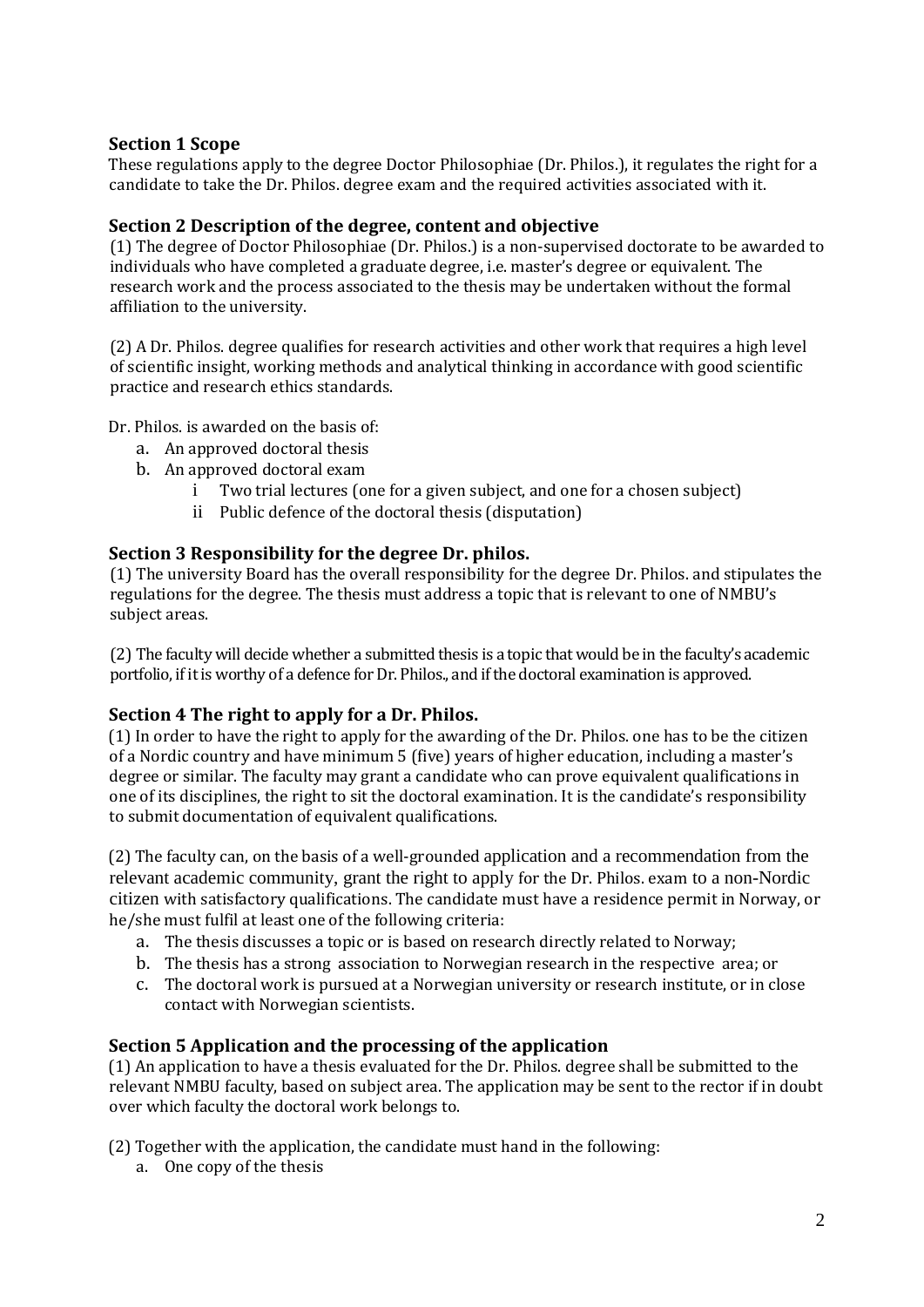## Section 1 Scope

These regulations apply to the degree Doctor Philosophiae (Dr. Philos.), it regulates the right for a candidate to take the Dr. Philos. degree exam and the required activities associated with it.

## Section 2 Description of the degree, content and objective

(1) The degree of Doctor Philosophiae (Dr. Philos.) is a non-supervised doctorate to be awarded to individuals who have completed a graduate degree, i.e. master's degree or equivalent. The research work and the process associated to the thesis may be undertaken without the formal affiliation to the university.

(2) A Dr. Philos. degree qualifies for research activities and other work that requires a high level of scientific insight, working methods and analytical thinking in accordance with good scientific practice and research ethics standards.

Dr. Philos. is awarded on the basis of:

a. An approved doctoral thesis
b. An approved doctoral exam
   i Two trial lectures (one for a given subject, and one for a chosen subject)
   ii Public defence of the doctoral thesis (disputation)

## Section 3 Responsibility for the degree Dr. philos.

(1) The university Board has the overall responsibility for the degree Dr. Philos. and stipulates the regulations for the degree. The thesis must address a topic that is relevant to one of NMBU's subject areas.

(2) The faculty will decide whether a submitted thesis is a topic that would be in the faculty's academic portfolio, if it is worthy of a defence for Dr. Philos., and if the doctoral examination is approved.

## Section 4 The right to apply for a Dr. Philos.

(1) In order to have the right to apply for the awarding of the Dr. Philos. one has to be the citizen of a Nordic country and have minimum 5 (five) years of higher education, including a master's degree or similar. The faculty may grant a candidate who can prove equivalent qualifications in one of its disciplines, the right to sit the doctoral examination. It is the candidate's responsibility to submit documentation of equivalent qualifications.

(2) The faculty can, on the basis of a well-grounded application and a recommendation from the relevant academic community, grant the right to apply for the Dr. Philos. exam to a non-Nordic citizen with satisfactory qualifications. The candidate must have a residence permit in Norway, or he/she must fulfil at least one of the following criteria:

a. The thesis discusses a topic or is based on research directly related to Norway;
b. The thesis has a strong association to Norwegian research in the respective area; or
c. The doctoral work is pursued at a Norwegian university or research institute, or in close contact with Norwegian scientists.

## Section 5 Application and the processing of the application

(1) An application to have a thesis evaluated for the Dr. Philos. degree shall be submitted to the relevant NMBU faculty, based on subject area. The application may be sent to the rector if in doubt over which faculty the doctoral work belongs to.

(2) Together with the application, the candidate must hand in the following:

a. One copy of the thesis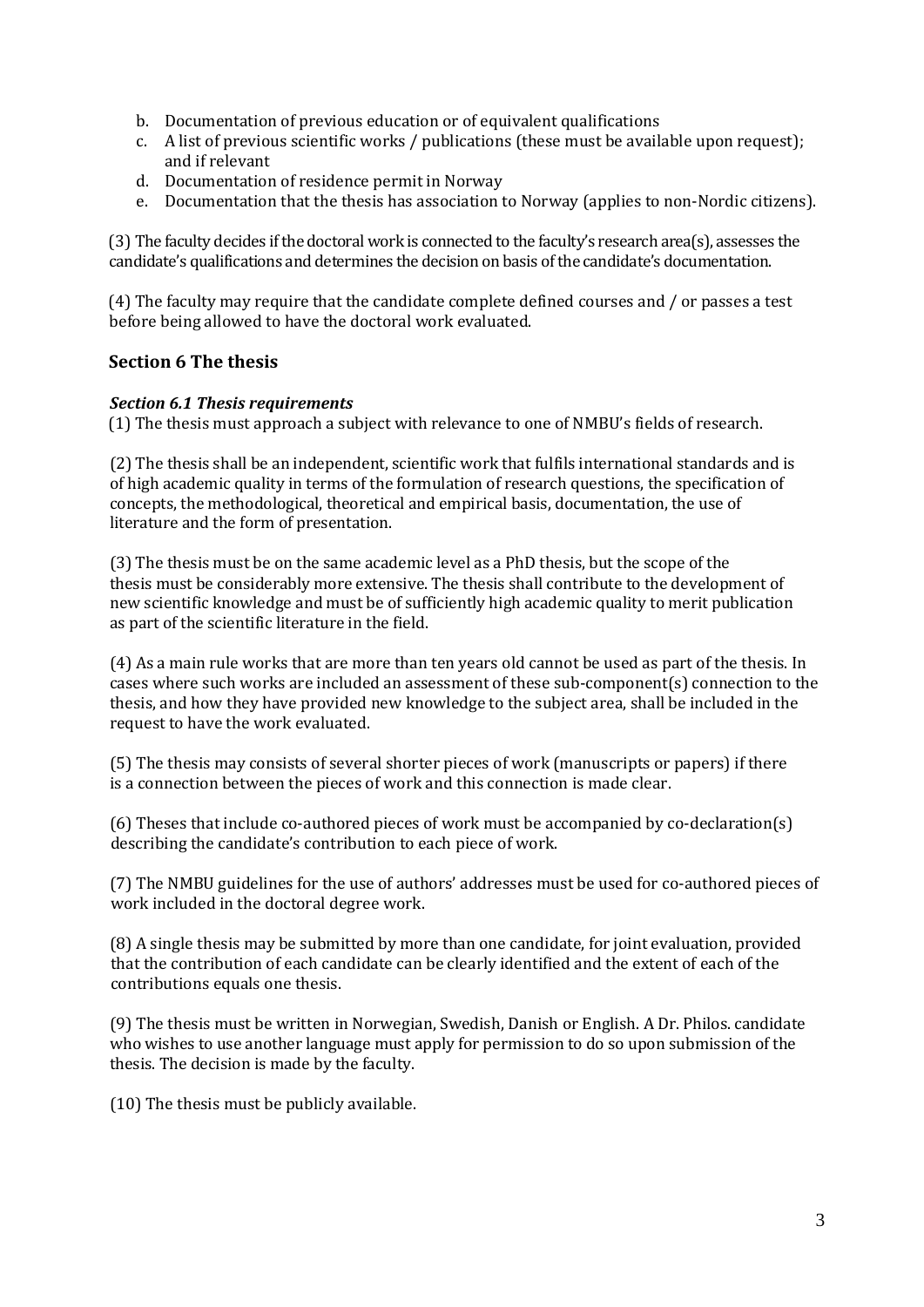b. Documentation of previous education or of equivalent qualifications
c. A list of previous scientific works / publications (these must be available upon request); and if relevant
d. Documentation of residence permit in Norway
e. Documentation that the thesis has association to Norway (applies to non-Nordic citizens).

(3) The faculty decides if the doctoral work is connected to the faculty's research area(s), assesses the candidate's qualifications and determines the decision on basis of the candidate's documentation.

(4) The faculty may require that the candidate complete defined courses and / or passes a test before being allowed to have the doctoral work evaluated.

## Section 6 The thesis

### *Section 6.1 Thesis requirements*

(1) The thesis must approach a subject with relevance to one of NMBU's fields of research.

(2) The thesis shall be an independent, scientific work that fulfils international standards and is of high academic quality in terms of the formulation of research questions, the specification of concepts, the methodological, theoretical and empirical basis, documentation, the use of literature and the form of presentation.

(3) The thesis must be on the same academic level as a PhD thesis, but the scope of the thesis must be considerably more extensive. The thesis shall contribute to the development of new scientific knowledge and must be of sufficiently high academic quality to merit publication as part of the scientific literature in the field.

(4) As a main rule works that are more than ten years old cannot be used as part of the thesis. In cases where such works are included an assessment of these sub-component(s) connection to the thesis, and how they have provided new knowledge to the subject area, shall be included in the request to have the work evaluated.

(5) The thesis may consists of several shorter pieces of work (manuscripts or papers) if there is a connection between the pieces of work and this connection is made clear.

(6) Theses that include co-authored pieces of work must be accompanied by co-declaration(s) describing the candidate's contribution to each piece of work.

(7) The NMBU guidelines for the use of authors' addresses must be used for co-authored pieces of work included in the doctoral degree work.

(8) A single thesis may be submitted by more than one candidate, for joint evaluation, provided that the contribution of each candidate can be clearly identified and the extent of each of the contributions equals one thesis.

(9) The thesis must be written in Norwegian, Swedish, Danish or English. A Dr. Philos. candidate who wishes to use another language must apply for permission to do so upon submission of the thesis. The decision is made by the faculty.

(10) The thesis must be publicly available.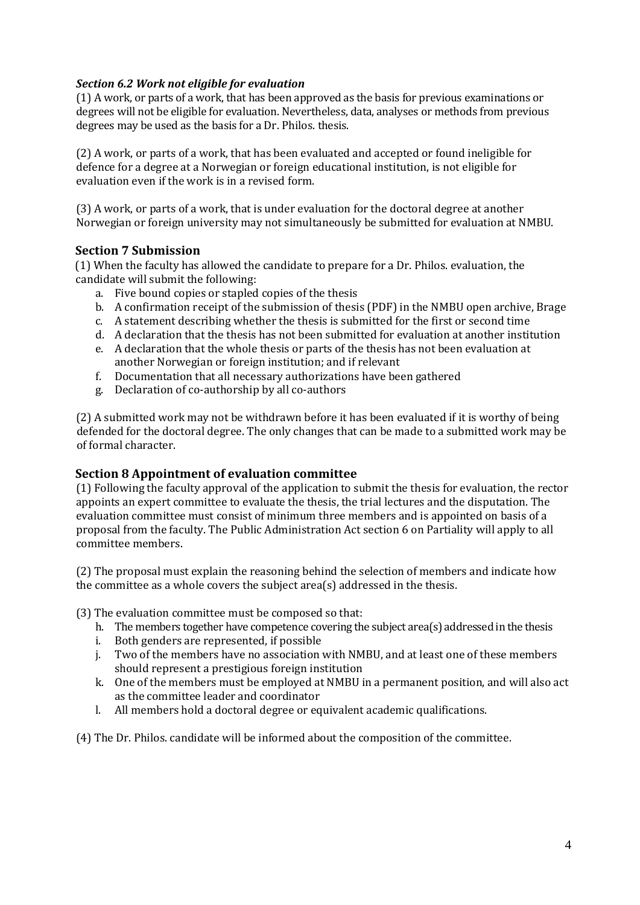### *Section 6.2 Work not eligible for evaluation*

(1) A work, or parts of a work, that has been approved as the basis for previous examinations or degrees will not be eligible for evaluation. Nevertheless, data, analyses or methods from previous degrees may be used as the basis for a Dr. Philos. thesis.

(2) A work, or parts of a work, that has been evaluated and accepted or found ineligible for defence for a degree at a Norwegian or foreign educational institution, is not eligible for evaluation even if the work is in a revised form.

(3) A work, or parts of a work, that is under evaluation for the doctoral degree at another Norwegian or foreign university may not simultaneously be submitted for evaluation at NMBU.

## Section 7 Submission

(1) When the faculty has allowed the candidate to prepare for a Dr. Philos. evaluation, the candidate will submit the following:

a. Five bound copies or stapled copies of the thesis
b. A confirmation receipt of the submission of thesis (PDF) in the NMBU open archive, Brage
c. A statement describing whether the thesis is submitted for the first or second time
d. A declaration that the thesis has not been submitted for evaluation at another institution
e. A declaration that the whole thesis or parts of the thesis has not been evaluation at another Norwegian or foreign institution; and if relevant
f. Documentation that all necessary authorizations have been gathered
g. Declaration of co-authorship by all co-authors

(2) A submitted work may not be withdrawn before it has been evaluated if it is worthy of being defended for the doctoral degree. The only changes that can be made to a submitted work may be of formal character.

## Section 8 Appointment of evaluation committee

(1) Following the faculty approval of the application to submit the thesis for evaluation, the rector appoints an expert committee to evaluate the thesis, the trial lectures and the disputation. The evaluation committee must consist of minimum three members and is appointed on basis of a proposal from the faculty. The Public Administration Act section 6 on Partiality will apply to all committee members.

(2) The proposal must explain the reasoning behind the selection of members and indicate how the committee as a whole covers the subject area(s) addressed in the thesis.

(3) The evaluation committee must be composed so that:

h. The members together have competence covering the subject area(s) addressed in the thesis
i. Both genders are represented, if possible
j. Two of the members have no association with NMBU, and at least one of these members should represent a prestigious foreign institution
k. One of the members must be employed at NMBU in a permanent position, and will also act as the committee leader and coordinator
l. All members hold a doctoral degree or equivalent academic qualifications.

(4) The Dr. Philos. candidate will be informed about the composition of the committee.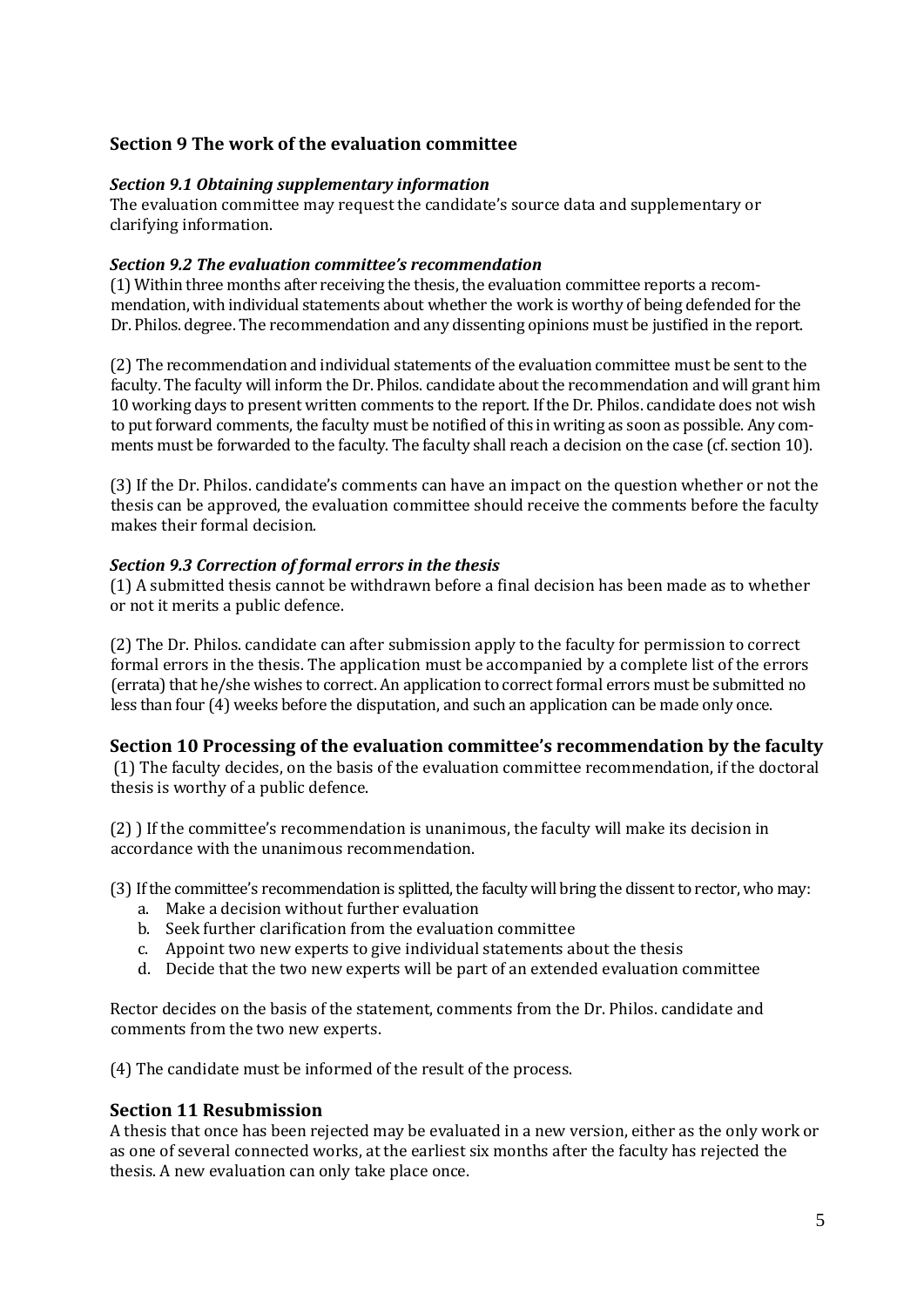## Section 9 The work of the evaluation committee

### *Section 9.1 Obtaining supplementary information*

The evaluation committee may request the candidate's source data and supplementary or clarifying information.

### *Section 9.2 The evaluation committee's recommendation*

(1) Within three months after receiving the thesis, the evaluation committee reports a recommendation, with individual statements about whether the work is worthy of being defended for the Dr. Philos. degree. The recommendation and any dissenting opinions must be justified in the report.

(2) The recommendation and individual statements of the evaluation committee must be sent to the faculty. The faculty will inform the Dr. Philos. candidate about the recommendation and will grant him 10 working days to present written comments to the report. If the Dr. Philos. candidate does not wish to put forward comments, the faculty must be notified of this in writing as soon as possible. Any comments must be forwarded to the faculty. The faculty shall reach a decision on the case (cf. section 10).

(3) If the Dr. Philos. candidate's comments can have an impact on the question whether or not the thesis can be approved, the evaluation committee should receive the comments before the faculty makes their formal decision.

### *Section 9.3 Correction of formal errors in the thesis*

(1) A submitted thesis cannot be withdrawn before a final decision has been made as to whether or not it merits a public defence.

(2) The Dr. Philos. candidate can after submission apply to the faculty for permission to correct formal errors in the thesis. The application must be accompanied by a complete list of the errors (errata) that he/she wishes to correct. An application to correct formal errors must be submitted no less than four (4) weeks before the disputation, and such an application can be made only once.

## Section 10 Processing of the evaluation committee's recommendation by the faculty

(1) The faculty decides, on the basis of the evaluation committee recommendation, if the doctoral thesis is worthy of a public defence.

(2) ) If the committee's recommendation is unanimous, the faculty will make its decision in accordance with the unanimous recommendation.

(3) If the committee's recommendation is splitted, the faculty will bring the dissent to rector, who may:

a. Make a decision without further evaluation
b. Seek further clarification from the evaluation committee
c. Appoint two new experts to give individual statements about the thesis
d. Decide that the two new experts will be part of an extended evaluation committee

Rector decides on the basis of the statement, comments from the Dr. Philos. candidate and comments from the two new experts.

(4) The candidate must be informed of the result of the process.

## Section 11 Resubmission

A thesis that once has been rejected may be evaluated in a new version, either as the only work or as one of several connected works, at the earliest six months after the faculty has rejected the thesis. A new evaluation can only take place once.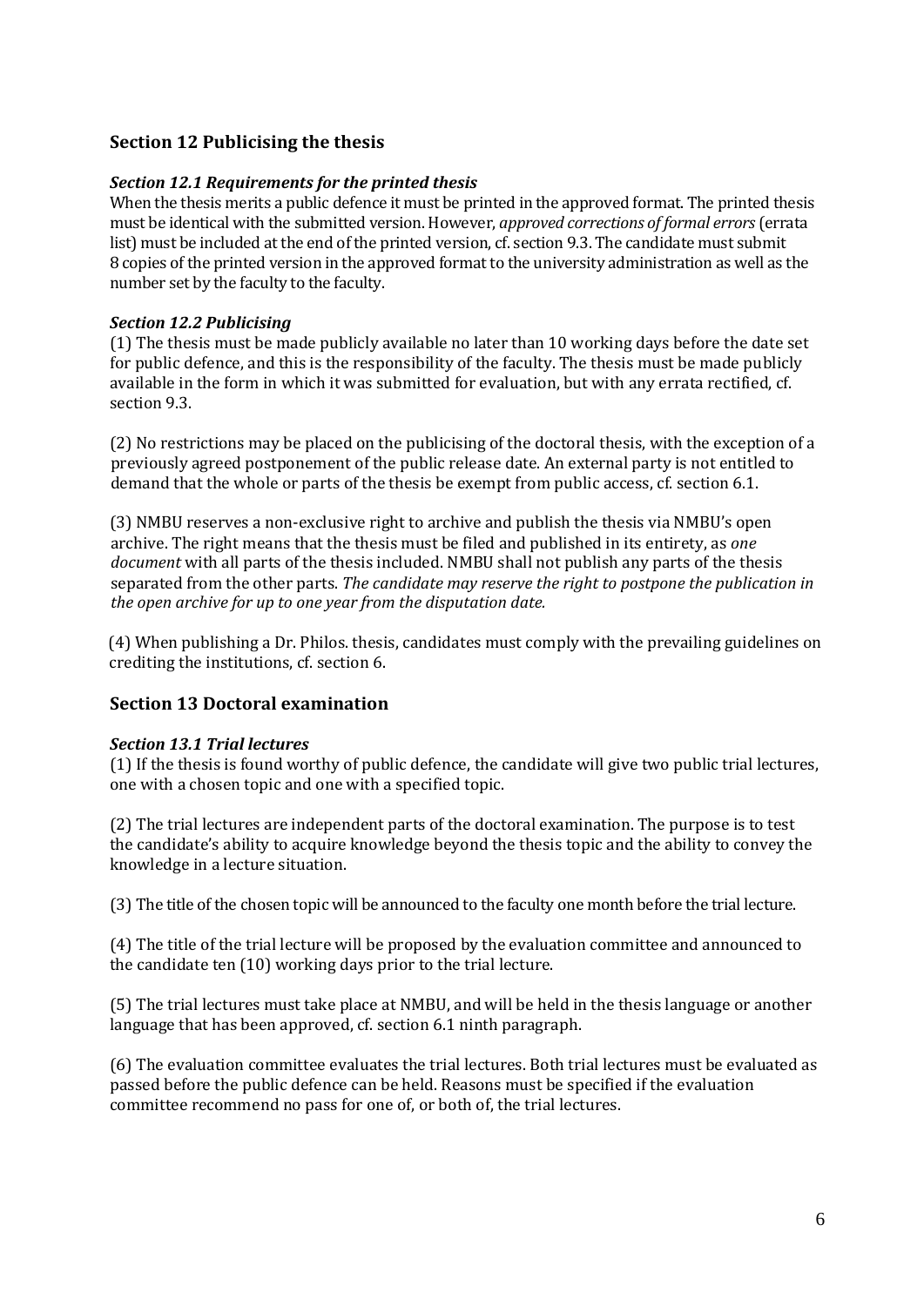## Section 12 Publicising the thesis

### *Section 12.1 Requirements for the printed thesis*

When the thesis merits a public defence it must be printed in the approved format. The printed thesis must be identical with the submitted version. However, *approved corrections of formal errors* (errata list) must be included at the end of the printed version, cf. section 9.3. The candidate must submit 8 copies of the printed version in the approved format to the university administration as well as the number set by the faculty to the faculty.

### *Section 12.2 Publicising*

(1) The thesis must be made publicly available no later than 10 working days before the date set for public defence, and this is the responsibility of the faculty. The thesis must be made publicly available in the form in which it was submitted for evaluation, but with any errata rectified, cf. section 9.3.

(2) No restrictions may be placed on the publicising of the doctoral thesis, with the exception of a previously agreed postponement of the public release date. An external party is not entitled to demand that the whole or parts of the thesis be exempt from public access, cf. section 6.1.

(3) NMBU reserves a non-exclusive right to archive and publish the thesis via NMBU's open archive. The right means that the thesis must be filed and published in its entirety, as *one document* with all parts of the thesis included. NMBU shall not publish any parts of the thesis separated from the other parts. *The candidate may reserve the right to postpone the publication in the open archive for up to one year from the disputation date.*

(4) When publishing a Dr. Philos. thesis, candidates must comply with the prevailing guidelines on crediting the institutions, cf. section 6.

## Section 13 Doctoral examination

### *Section 13.1 Trial lectures*

(1) If the thesis is found worthy of public defence, the candidate will give two public trial lectures, one with a chosen topic and one with a specified topic.

(2) The trial lectures are independent parts of the doctoral examination. The purpose is to test the candidate's ability to acquire knowledge beyond the thesis topic and the ability to convey the knowledge in a lecture situation.

(3) The title of the chosen topic will be announced to the faculty one month before the trial lecture.

(4) The title of the trial lecture will be proposed by the evaluation committee and announced to the candidate ten (10) working days prior to the trial lecture.

(5) The trial lectures must take place at NMBU, and will be held in the thesis language or another language that has been approved, cf. section 6.1 ninth paragraph.

(6) The evaluation committee evaluates the trial lectures. Both trial lectures must be evaluated as passed before the public defence can be held. Reasons must be specified if the evaluation committee recommend no pass for one of, or both of, the trial lectures.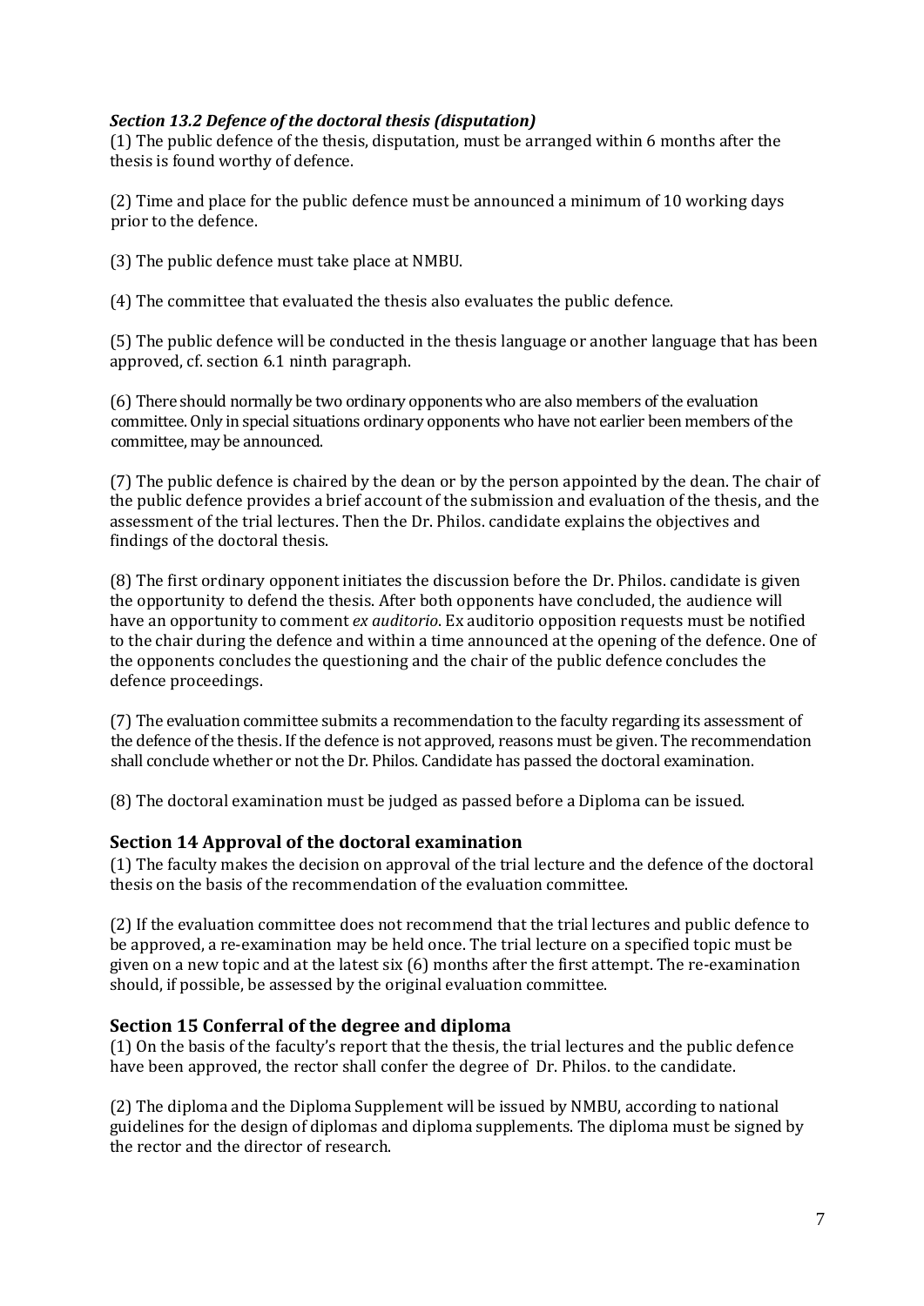### *Section 13.2 Defence of the doctoral thesis (disputation)*

(1) The public defence of the thesis, disputation, must be arranged within 6 months after the thesis is found worthy of defence.

(2) Time and place for the public defence must be announced a minimum of 10 working days prior to the defence.

(3) The public defence must take place at NMBU.

(4) The committee that evaluated the thesis also evaluates the public defence.

(5) The public defence will be conducted in the thesis language or another language that has been approved, cf. section 6.1 ninth paragraph.

(6) There should normally be two ordinary opponents who are also members of the evaluation committee. Only in special situations ordinary opponents who have not earlier been members of the committee, may be announced.

(7) The public defence is chaired by the dean or by the person appointed by the dean. The chair of the public defence provides a brief account of the submission and evaluation of the thesis, and the assessment of the trial lectures. Then the Dr. Philos. candidate explains the objectives and findings of the doctoral thesis.

(8) The first ordinary opponent initiates the discussion before the Dr. Philos. candidate is given the opportunity to defend the thesis. After both opponents have concluded, the audience will have an opportunity to comment *ex auditorio*. Ex auditorio opposition requests must be notified to the chair during the defence and within a time announced at the opening of the defence. One of the opponents concludes the questioning and the chair of the public defence concludes the defence proceedings.

(7) The evaluation committee submits a recommendation to the faculty regarding its assessment of the defence of the thesis. If the defence is not approved, reasons must be given. The recommendation shall conclude whether or not the Dr. Philos. Candidate has passed the doctoral examination.

(8) The doctoral examination must be judged as passed before a Diploma can be issued.

## Section 14 Approval of the doctoral examination

(1) The faculty makes the decision on approval of the trial lecture and the defence of the doctoral thesis on the basis of the recommendation of the evaluation committee.

(2) If the evaluation committee does not recommend that the trial lectures and public defence to be approved, a re-examination may be held once. The trial lecture on a specified topic must be given on a new topic and at the latest six (6) months after the first attempt. The re-examination should, if possible, be assessed by the original evaluation committee.

## Section 15 Conferral of the degree and diploma

(1) On the basis of the faculty's report that the thesis, the trial lectures and the public defence have been approved, the rector shall confer the degree of Dr. Philos. to the candidate.

(2) The diploma and the Diploma Supplement will be issued by NMBU, according to national guidelines for the design of diplomas and diploma supplements. The diploma must be signed by the rector and the director of research.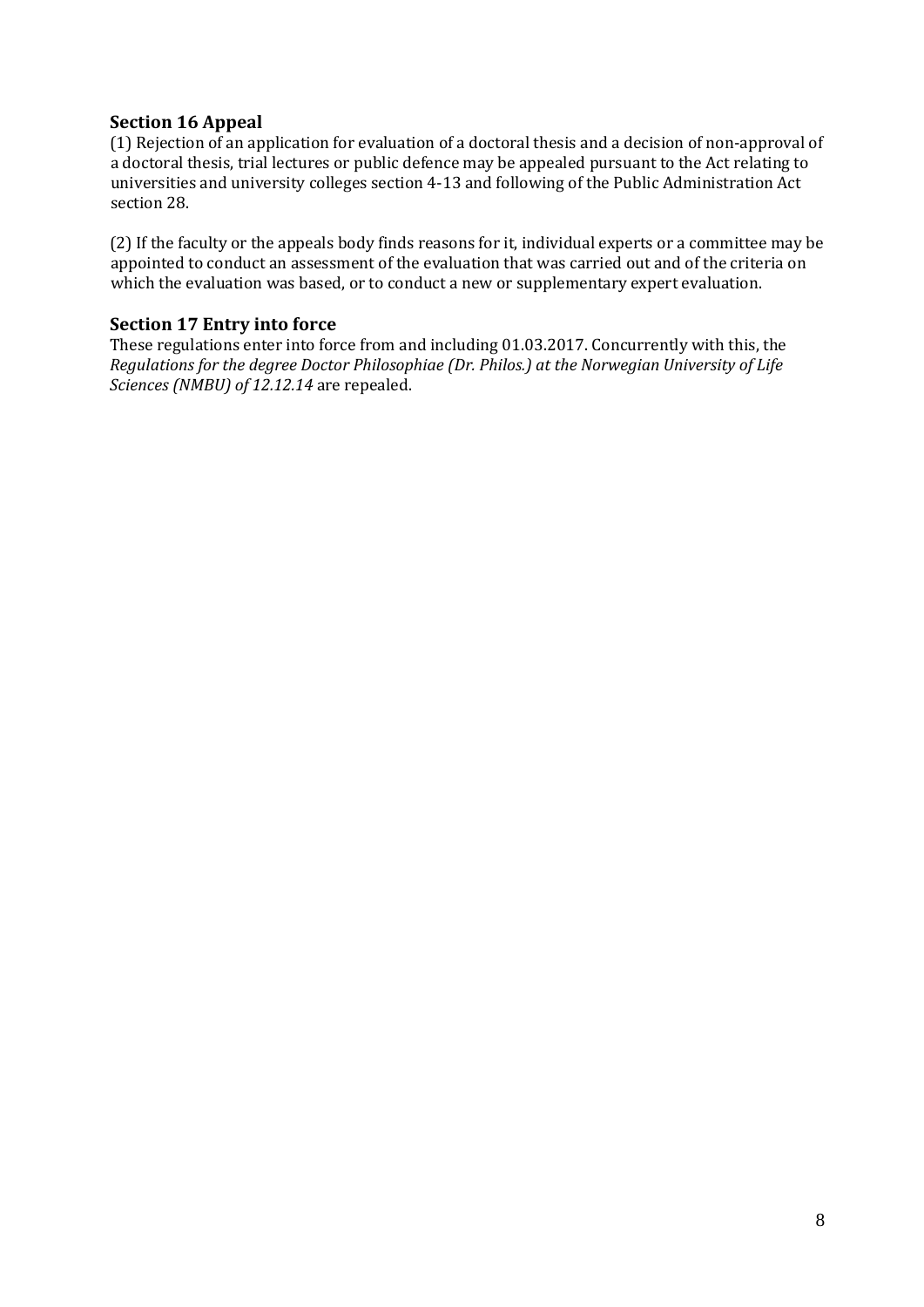## Section 16 Appeal

(1) Rejection of an application for evaluation of a doctoral thesis and a decision of non-approval of a doctoral thesis, trial lectures or public defence may be appealed pursuant to the Act relating to universities and university colleges section 4-13 and following of the Public Administration Act section 28.

(2) If the faculty or the appeals body finds reasons for it, individual experts or a committee may be appointed to conduct an assessment of the evaluation that was carried out and of the criteria on which the evaluation was based, or to conduct a new or supplementary expert evaluation.

## Section 17 Entry into force

These regulations enter into force from and including 01.03.2017. Concurrently with this, the *Regulations for the degree Doctor Philosophiae (Dr. Philos.) at the Norwegian University of Life Sciences (NMBU) of 12.12.14* are repealed.